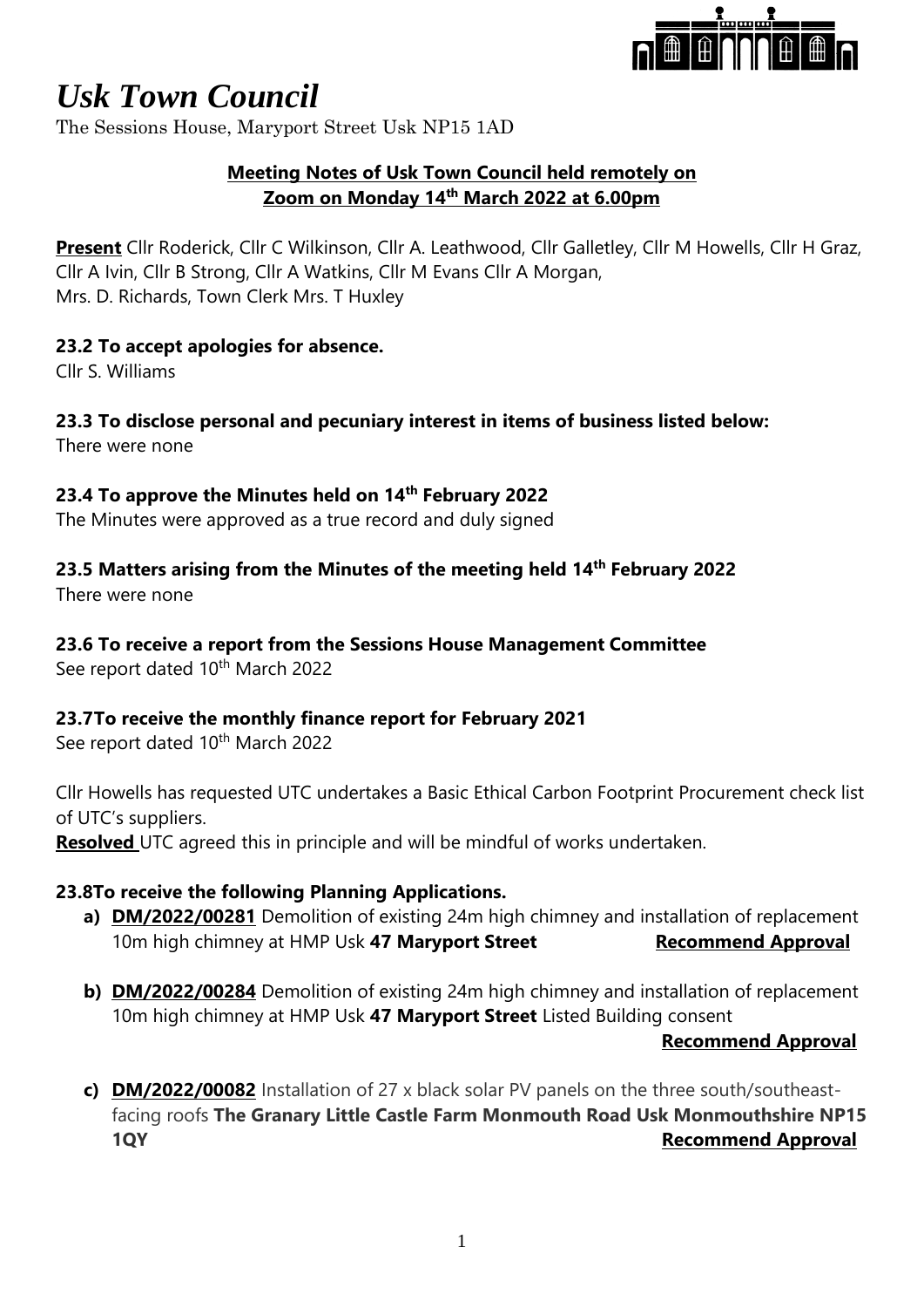# *Usk Town Council*

The Sessions House, Maryport Street Usk NP15 1AD

**Meeting Notes of Usk Town Council held remotely on Zoom on Monday 14th March 2022 at 6.00pm**

**Present** Cllr Roderick, Cllr C Wilkinson, Cllr A. Leathwood, Cllr Galletley, Cllr M Howells, Cllr H Graz, Cllr A Ivin, Cllr B Strong, Cllr A Watkins, Cllr M Evans Cllr A Morgan, Mrs. D. Richards, Town Clerk Mrs. T Huxley

**23.2 To accept apologies for absence.**

Cllr S. Williams

**23.3 To disclose personal and pecuniary interest in items of business listed below:**

There were none

**23.4 To approve the Minutes held on 14th February 2022**

The Minutes were approved as a true record and duly signed

**23.5 Matters arising from the Minutes of the meeting held 14th February 2022**

There were none

**23.6 To receive a report from the Sessions House Management Committee**

See report dated 10th March 2022

**23.7To receive the monthly finance report for February 2021**

See report dated 10th March 2022

Cllr Howells has requested UTC undertakes a Basic Ethical Carbon Footprint Procurement check list of UTC's suppliers.

**Resolved** UTC agreed this in principle and will be mindful of works undertaken.

**23.8To receive the following Planning Applications.**

a) **DM/2022/00281** Demolition of existing 24m high chimney and installation of replacement 10m high chimney at HMP Usk **47 Maryport Street** **Recommend Approval**

b) **DM/2022/00284** Demolition of existing 24m high chimney and installation of replacement 10m high chimney at HMP Usk **47 Maryport Street** Listed Building consent **Recommend Approval**

c) **DM/2022/00082** Installation of 27 x black solar PV panels on the three south/southeast-facing roofs **The Granary Little Castle Farm Monmouth Road Usk Monmouthshire NP15 1QY** **Recommend Approval**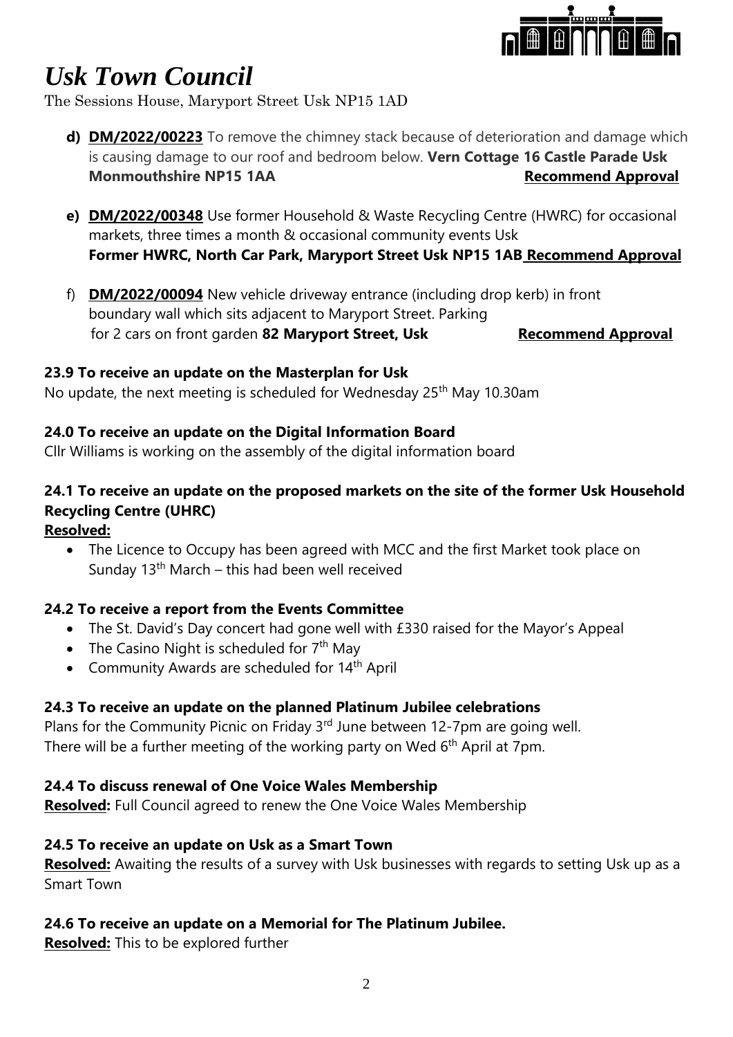# *Usk Town Council*

The Sessions House, Maryport Street Usk NP15 1AD

- **d) DM/2022/00223** To remove the chimney stack because of deterioration and damage which is causing damage to our roof and bedroom below. **Vern Cottage 16 Castle Parade Usk Monmouthshire NP15 1AA** **Recommend Approval**
- **e) DM/2022/00348** Use former Household & Waste Recycling Centre (HWRC) for occasional markets, three times a month & occasional community events Usk **Former HWRC, North Car Park, Maryport Street Usk NP15 1AB** **Recommend Approval**
- f) **DM/2022/00094** New vehicle driveway entrance (including drop kerb) in front boundary wall which sits adjacent to Maryport Street. Parking for 2 cars on front garden **82 Maryport Street, Usk** **Recommend Approval**

**23.9 To receive an update on the Masterplan for Usk**

No update, the next meeting is scheduled for Wednesday 25th May 10.30am

**24.0 To receive an update on the Digital Information Board**

Cllr Williams is working on the assembly of the digital information board

**24.1 To receive an update on the proposed markets on the site of the former Usk Household Recycling Centre (UHRC)**

**Resolved:**

- The Licence to Occupy has been agreed with MCC and the first Market took place on Sunday 13th March – this had been well received

**24.2 To receive a report from the Events Committee**

- The St. David's Day concert had gone well with £330 raised for the Mayor's Appeal
- The Casino Night is scheduled for 7th May
- Community Awards are scheduled for 14th April

**24.3 To receive an update on the planned Platinum Jubilee celebrations**

Plans for the Community Picnic on Friday 3rd June between 12-7pm are going well. There will be a further meeting of the working party on Wed 6th April at 7pm.

**24.4 To discuss renewal of One Voice Wales Membership**

**Resolved:** Full Council agreed to renew the One Voice Wales Membership

**24.5 To receive an update on Usk as a Smart Town**

**Resolved:** Awaiting the results of a survey with Usk businesses with regards to setting Usk up as a Smart Town

**24.6 To receive an update on a Memorial for The Platinum Jubilee.**

**Resolved:** This to be explored further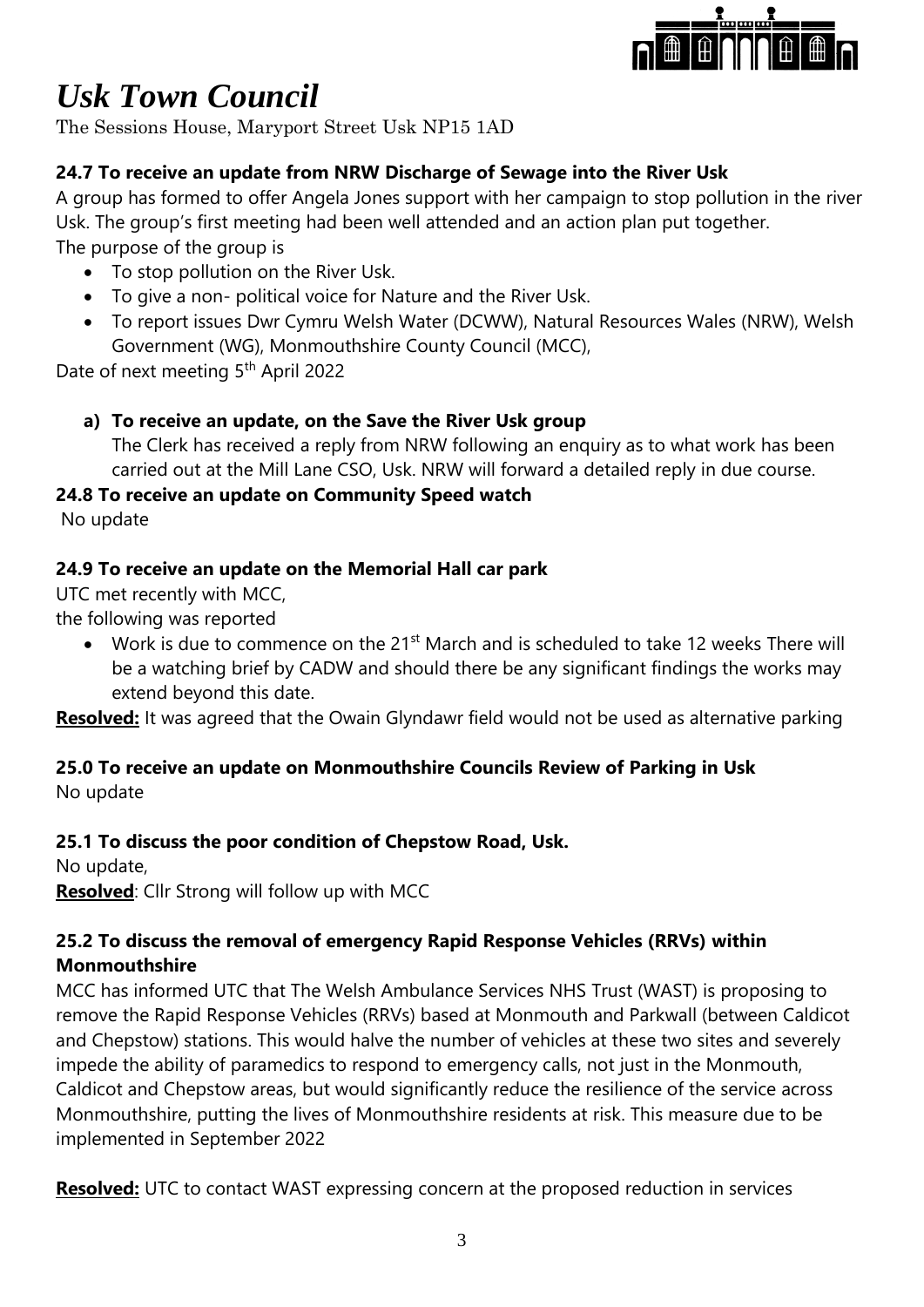# *Usk Town Council*

The Sessions House, Maryport Street Usk NP15 1AD

**24.7 To receive an update from NRW Discharge of Sewage into the River Usk**

A group has formed to offer Angela Jones support with her campaign to stop pollution in the river Usk. The group's first meeting had been well attended and an action plan put together.
The purpose of the group is

- To stop pollution on the River Usk.
- To give a non- political voice for Nature and the River Usk.
- To report issues Dwr Cymru Welsh Water (DCWW), Natural Resources Wales (NRW), Welsh Government (WG), Monmouthshire County Council (MCC),

Date of next meeting 5th April 2022

**a) To receive an update, on the Save the River Usk group**

The Clerk has received a reply from NRW following an enquiry as to what work has been carried out at the Mill Lane CSO, Usk. NRW will forward a detailed reply in due course.

**24.8 To receive an update on Community Speed watch**

No update

**24.9 To receive an update on the Memorial Hall car park**

UTC met recently with MCC,
the following was reported

- Work is due to commence on the 21st March and is scheduled to take 12 weeks There will be a watching brief by CADW and should there be any significant findings the works may extend beyond this date.

**Resolved:** It was agreed that the Owain Glyndawr field would not be used as alternative parking

**25.0 To receive an update on Monmouthshire Councils Review of Parking in Usk**

No update

**25.1 To discuss the poor condition of Chepstow Road, Usk.**

No update,
**Resolved**: Cllr Strong will follow up with MCC

**25.2 To discuss the removal of emergency Rapid Response Vehicles (RRVs) within Monmouthshire**

MCC has informed UTC that The Welsh Ambulance Services NHS Trust (WAST) is proposing to remove the Rapid Response Vehicles (RRVs) based at Monmouth and Parkwall (between Caldicot and Chepstow) stations. This would halve the number of vehicles at these two sites and severely impede the ability of paramedics to respond to emergency calls, not just in the Monmouth, Caldicot and Chepstow areas, but would significantly reduce the resilience of the service across Monmouthshire, putting the lives of Monmouthshire residents at risk. This measure due to be implemented in September 2022

**Resolved:** UTC to contact WAST expressing concern at the proposed reduction in services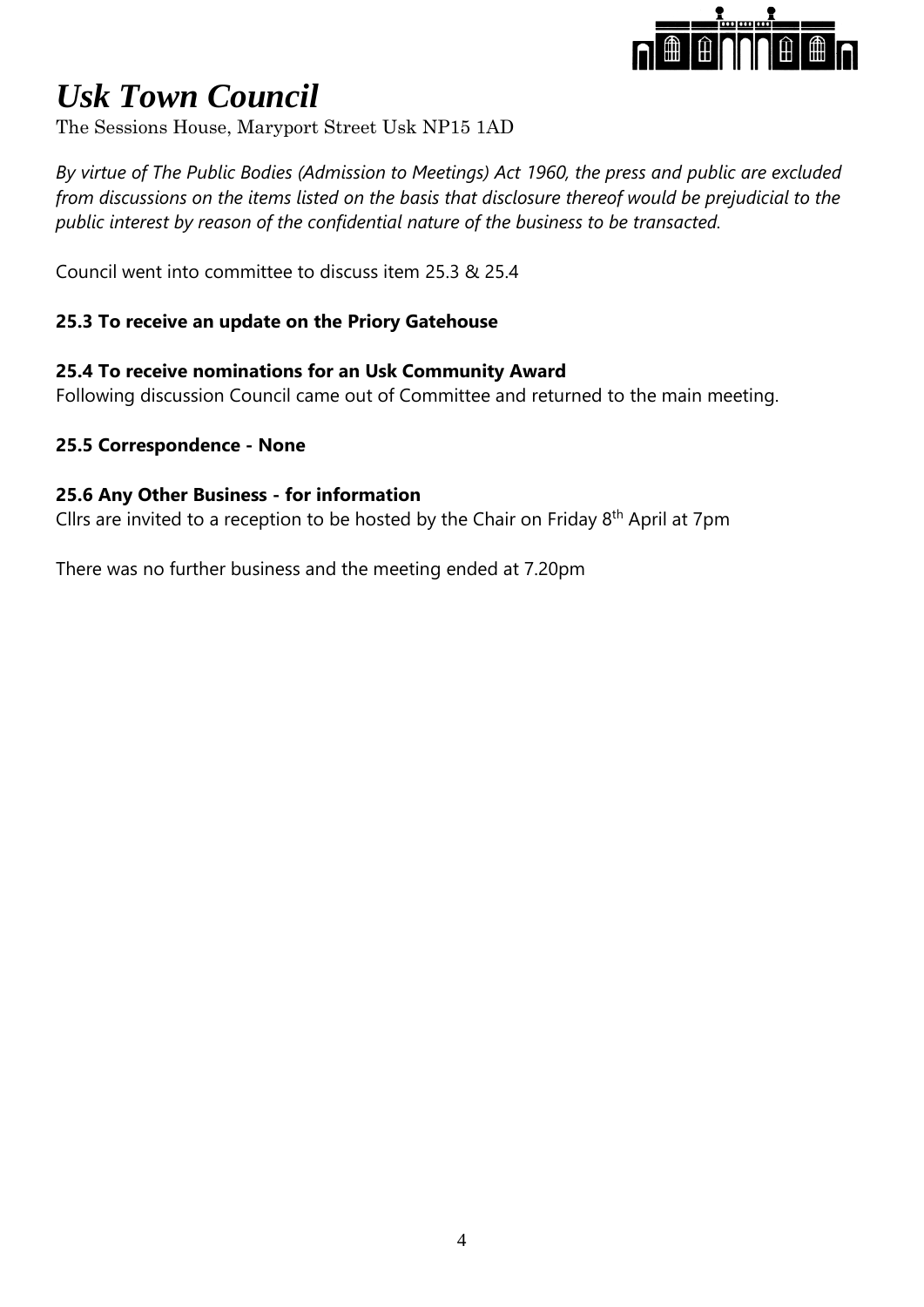# *Usk Town Council*

The Sessions House, Maryport Street Usk NP15 1AD

*By virtue of The Public Bodies (Admission to Meetings) Act 1960, the press and public are excluded from discussions on the items listed on the basis that disclosure thereof would be prejudicial to the public interest by reason of the confidential nature of the business to be transacted.*

Council went into committee to discuss item 25.3 & 25.4

**25.3 To receive an update on the Priory Gatehouse**

**25.4 To receive nominations for an Usk Community Award**

Following discussion Council came out of Committee and returned to the main meeting.

**25.5 Correspondence - None**

**25.6 Any Other Business - for information**

Cllrs are invited to a reception to be hosted by the Chair on Friday 8th April at 7pm

There was no further business and the meeting ended at 7.20pm